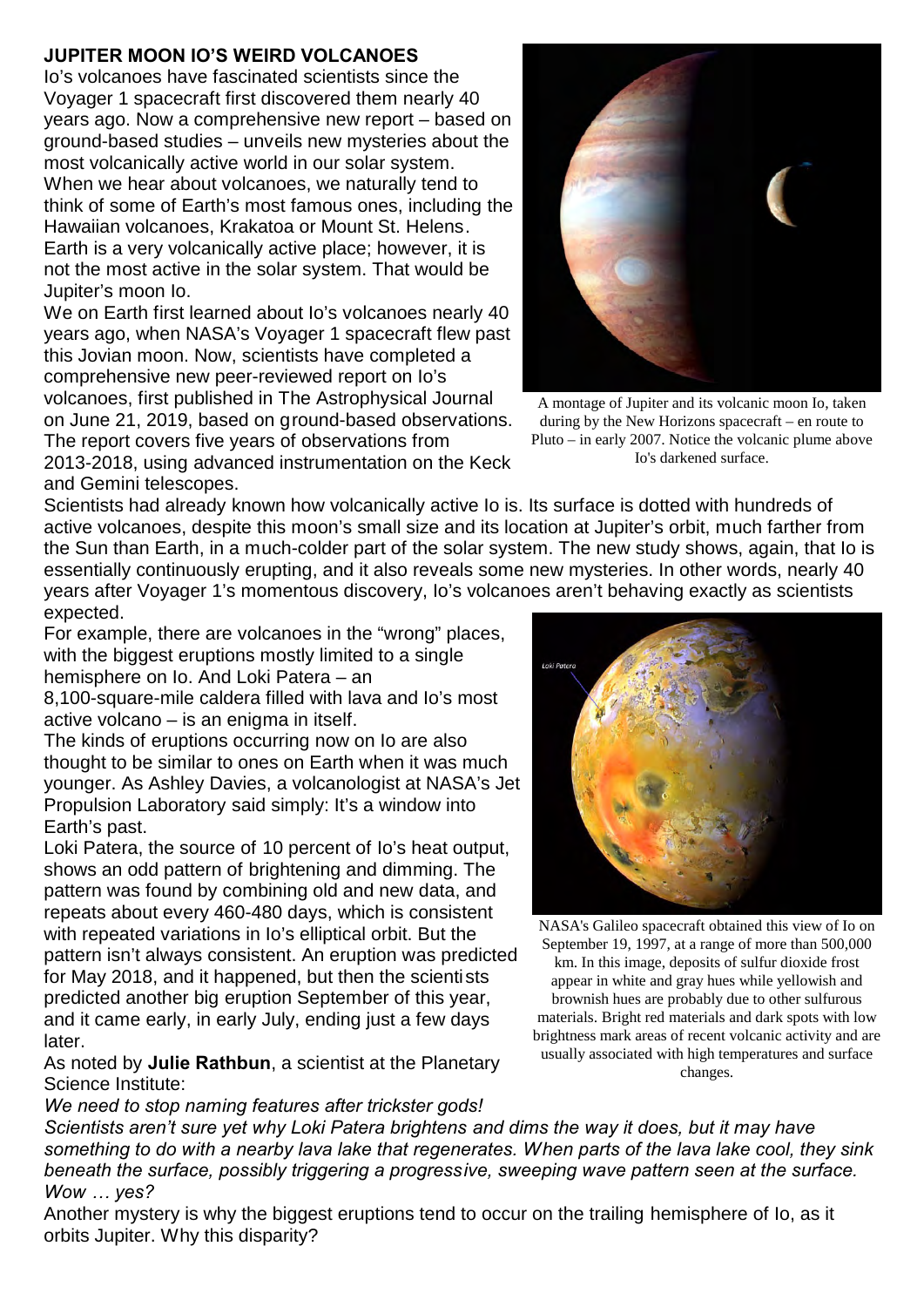# JUPITER MOON IO'S WEIRD VOLCANOES

Io's volcanoes have fascinated scientists since the Voyager 1 spacecraft first discovered them nearly 40 years ago. Now a comprehensive new report – based on ground-based studies – unveils new mysteries about the most volcanically active world in our solar system.

When we hear about volcanoes, we naturally tend to think of some of Earth's most famous ones, including the Hawaiian volcanoes, Krakatoa or Mount St. Helens. Earth is a very volcanically active place; however, it is not the most active in the solar system. That would be Jupiter's moon Io.

We on Earth first learned about Io's volcanoes nearly 40 years ago, when NASA's Voyager 1 spacecraft flew past this Jovian moon. Now, scientists have completed a comprehensive new peer-reviewed report on Io's volcanoes, first published in The Astrophysical Journal on June 21, 2019, based on ground-based observations. The report covers five years of observations from 2013-2018, using advanced instrumentation on the Keck and Gemini telescopes.

A montage of Jupiter and its volcanic moon Io, taken during by the New Horizons spacecraft – en route to Pluto – in early 2007. Notice the volcanic plume above Io's darkened surface.

Scientists had already known how volcanically active Io is. Its surface is dotted with hundreds of active volcanoes, despite this moon's small size and its location at Jupiter's orbit, much farther from the Sun than Earth, in a much-colder part of the solar system. The new study shows, again, that Io is essentially continuously erupting, and it also reveals some new mysteries. In other words, nearly 40 years after Voyager 1's momentous discovery, Io's volcanoes aren't behaving exactly as scientists expected.

For example, there are volcanoes in the "wrong" places, with the biggest eruptions mostly limited to a single hemisphere on Io. And Loki Patera – an 8,100-square-mile caldera filled with lava and Io's most active volcano – is an enigma in itself.

The kinds of eruptions occurring now on Io are also thought to be similar to ones on Earth when it was much younger. As Ashley Davies, a volcanologist at NASA's Jet Propulsion Laboratory said simply: It's a window into Earth's past.

Loki Patera, the source of 10 percent of Io's heat output, shows an odd pattern of brightening and dimming. The pattern was found by combining old and new data, and repeats about every 460-480 days, which is consistent with repeated variations in Io's elliptical orbit. But the pattern isn't always consistent. An eruption was predicted for May 2018, and it happened, but then the scientists predicted another big eruption September of this year, and it came early, in early July, ending just a few days later.

NASA's Galileo spacecraft obtained this view of Io on September 19, 1997, at a range of more than 500,000 km. In this image, deposits of sulfur dioxide frost appear in white and gray hues while yellowish and brownish hues are probably due to other sulfurous materials. Bright red materials and dark spots with low brightness mark areas of recent volcanic activity and are usually associated with high temperatures and surface changes.

As noted by **Julie Rathbun**, a scientist at the Planetary Science Institute:

*We need to stop naming features after trickster gods!*

*Scientists aren't sure yet why Loki Patera brightens and dims the way it does, but it may have something to do with a nearby lava lake that regenerates. When parts of the lava lake cool, they sink beneath the surface, possibly triggering a progressive, sweeping wave pattern seen at the surface. Wow … yes?*

Another mystery is why the biggest eruptions tend to occur on the trailing hemisphere of Io, as it orbits Jupiter. Why this disparity?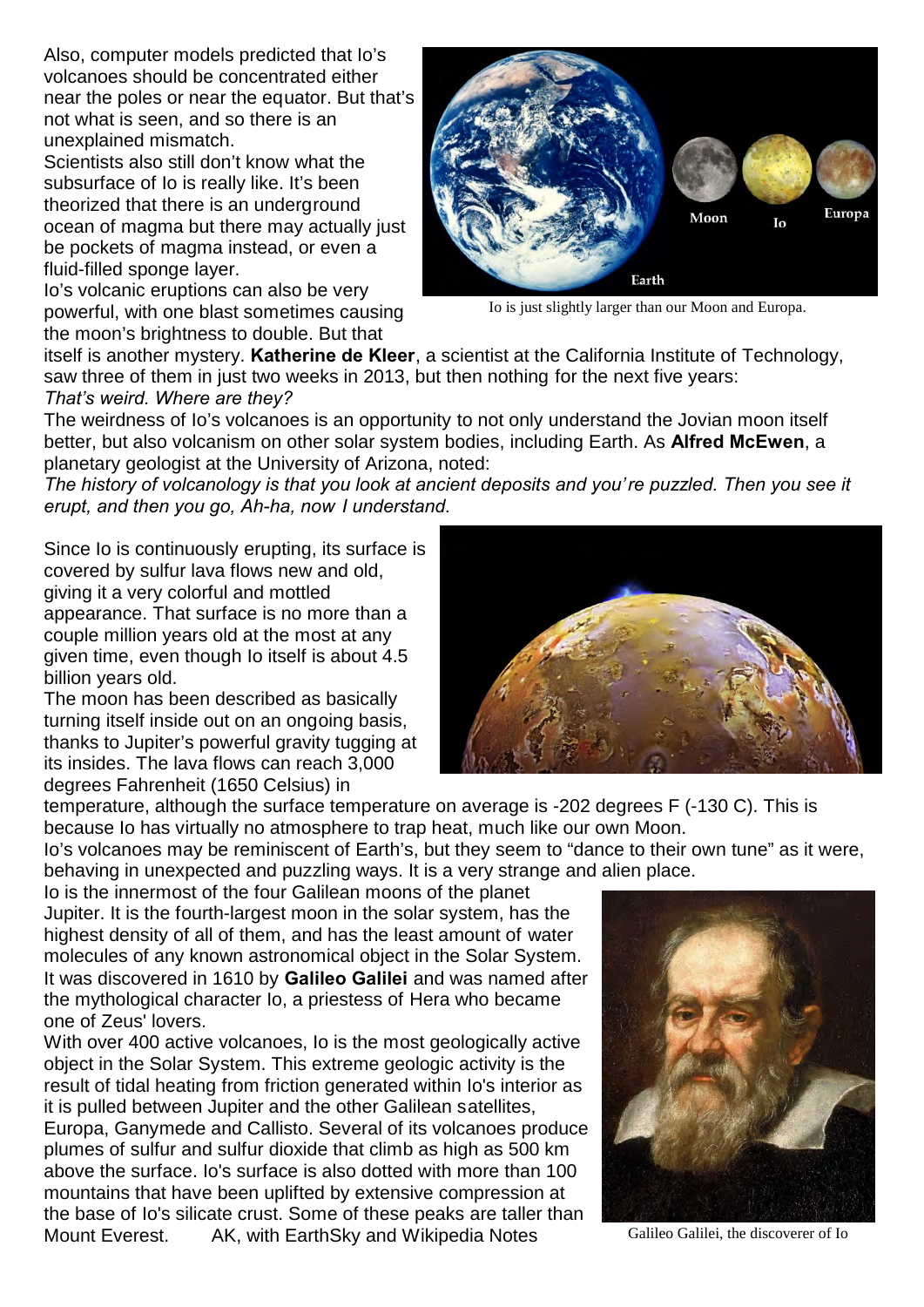Also, computer models predicted that Io's volcanoes should be concentrated either near the poles or near the equator. But that's not what is seen, and so there is an unexplained mismatch.

Scientists also still don't know what the subsurface of Io is really like. It's been theorized that there is an underground ocean of magma but there may actually just be pockets of magma instead, or even a fluid-filled sponge layer.

Io's volcanic eruptions can also be very powerful, with one blast sometimes causing the moon's brightness to double. But that itself is another mystery. **Katherine de Kleer**, a scientist at the California Institute of Technology, saw three of them in just two weeks in 2013, but then nothing for the next five years:

*That's weird. Where are they?*

Io is just slightly larger than our Moon and Europa.

The weirdness of Io's volcanoes is an opportunity to not only understand the Jovian moon itself better, but also volcanism on other solar system bodies, including Earth. As **Alfred McEwen**, a planetary geologist at the University of Arizona, noted:

*The history of volcanology is that you look at ancient deposits and you're puzzled. Then you see it erupt, and then you go, Ah-ha, now I understand.*

Since Io is continuously erupting, its surface is covered by sulfur lava flows new and old, giving it a very colorful and mottled appearance. That surface is no more than a couple million years old at the most at any given time, even though Io itself is about 4.5 billion years old.

The moon has been described as basically turning itself inside out on an ongoing basis, thanks to Jupiter's powerful gravity tugging at its insides. The lava flows can reach 3,000 degrees Fahrenheit (1650 Celsius) in temperature, although the surface temperature on average is -202 degrees F (-130 C). This is because Io has virtually no atmosphere to trap heat, much like our own Moon.

Io's volcanoes may be reminiscent of Earth's, but they seem to "dance to their own tune" as it were, behaving in unexpected and puzzling ways. It is a very strange and alien place.

Io is the innermost of the four Galilean moons of the planet Jupiter. It is the fourth-largest moon in the solar system, has the highest density of all of them, and has the least amount of water molecules of any known astronomical object in the Solar System. It was discovered in 1610 by **Galileo Galilei** and was named after the mythological character Io, a priestess of Hera who became one of Zeus' lovers.

With over 400 active volcanoes, Io is the most geologically active object in the Solar System. This extreme geologic activity is the result of tidal heating from friction generated within Io's interior as it is pulled between Jupiter and the other Galilean satellites, Europa, Ganymede and Callisto. Several of its volcanoes produce plumes of sulfur and sulfur dioxide that climb as high as 500 km above the surface. Io's surface is also dotted with more than 100 mountains that have been uplifted by extensive compression at the base of Io's silicate crust. Some of these peaks are taller than Mount Everest. AK, with EarthSky and Wikipedia Notes

Galileo Galilei, the discoverer of Io